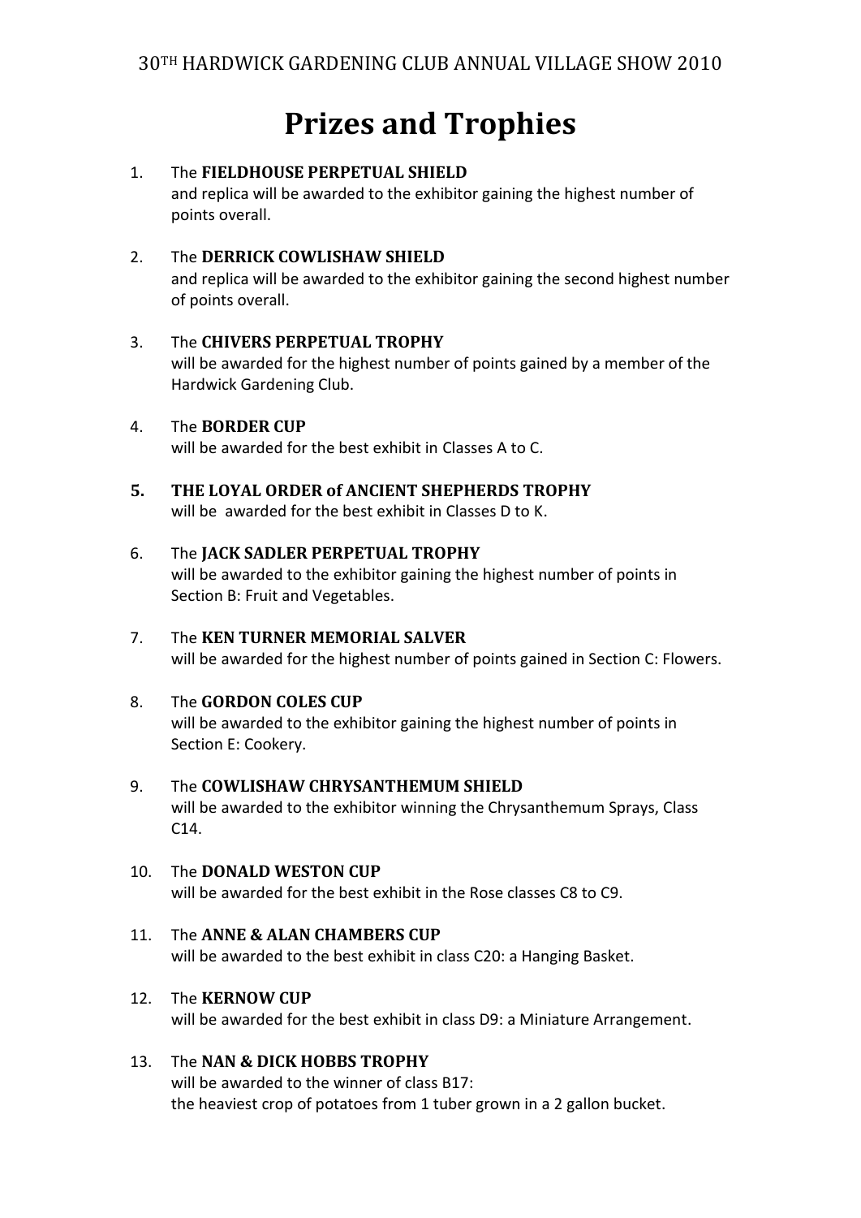30TH HARDWICK GARDENING CLUB ANNUAL VILLAGE SHOW 2010

# Prizes and Trophies

1. The **FIELDHOUSE PERPETUAL SHIELD**
   and replica will be awarded to the exhibitor gaining the highest number of points overall.

2. The **DERRICK COWLISHAW SHIELD**
   and replica will be awarded to the exhibitor gaining the second highest number of points overall.

3. The **CHIVERS PERPETUAL TROPHY**
   will be awarded for the highest number of points gained by a member of the Hardwick Gardening Club.

4. The **BORDER CUP**
   will be awarded for the best exhibit in Classes A to C.

5. **THE LOYAL ORDER of ANCIENT SHEPHERDS TROPHY**
   will be awarded for the best exhibit in Classes D to K.

6. The **JACK SADLER PERPETUAL TROPHY**
   will be awarded to the exhibitor gaining the highest number of points in Section B: Fruit and Vegetables.

7. The **KEN TURNER MEMORIAL SALVER**
   will be awarded for the highest number of points gained in Section C: Flowers.

8. The **GORDON COLES CUP**
   will be awarded to the exhibitor gaining the highest number of points in Section E: Cookery.

9. The **COWLISHAW CHRYSANTHEMUM SHIELD**
   will be awarded to the exhibitor winning the Chrysanthemum Sprays, Class C14.

10. The **DONALD WESTON CUP**
    will be awarded for the best exhibit in the Rose classes C8 to C9.

11. The **ANNE & ALAN CHAMBERS CUP**
    will be awarded to the best exhibit in class C20: a Hanging Basket.

12. The **KERNOW CUP**
    will be awarded for the best exhibit in class D9: a Miniature Arrangement.

13. The **NAN & DICK HOBBS TROPHY**
    will be awarded to the winner of class B17:
    the heaviest crop of potatoes from 1 tuber grown in a 2 gallon bucket.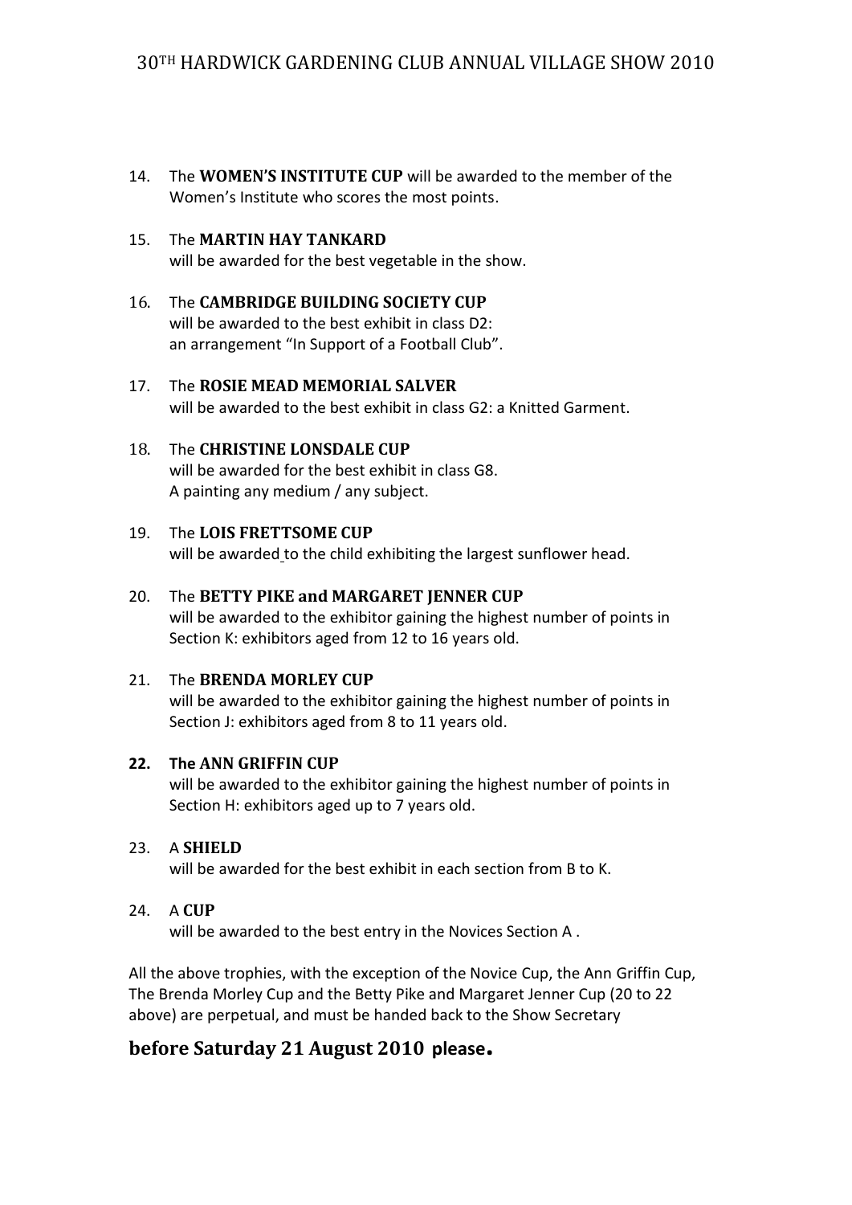14. The **WOMEN'S INSTITUTE CUP** will be awarded to the member of the Women's Institute who scores the most points.

15. The **MARTIN HAY TANKARD**
    will be awarded for the best vegetable in the show.

16. The **CAMBRIDGE BUILDING SOCIETY CUP**
    will be awarded to the best exhibit in class D2:
    an arrangement "In Support of a Football Club".

17. The **ROSIE MEAD MEMORIAL SALVER**
    will be awarded to the best exhibit in class G2: a Knitted Garment.

18. The **CHRISTINE LONSDALE CUP**
    will be awarded for the best exhibit in class G8.
    A painting any medium / any subject.

19. The **LOIS FRETTSOME CUP**
    will be awarded to the child exhibiting the largest sunflower head.

20. The **BETTY PIKE and MARGARET JENNER CUP**
    will be awarded to the exhibitor gaining the highest number of points in Section K: exhibitors aged from 12 to 16 years old.

21. The **BRENDA MORLEY CUP**
    will be awarded to the exhibitor gaining the highest number of points in Section J: exhibitors aged from 8 to 11 years old.

22. **The ANN GRIFFIN CUP**
    will be awarded to the exhibitor gaining the highest number of points in Section H: exhibitors aged up to 7 years old.

23. A **SHIELD**
    will be awarded for the best exhibit in each section from B to K.

24. A **CUP**
    will be awarded to the best entry in the Novices Section A .

All the above trophies, with the exception of the Novice Cup, the Ann Griffin Cup, The Brenda Morley Cup and the Betty Pike and Margaret Jenner Cup (20 to 22 above) are perpetual, and must be handed back to the Show Secretary

**before Saturday 21 August 2010 please.**